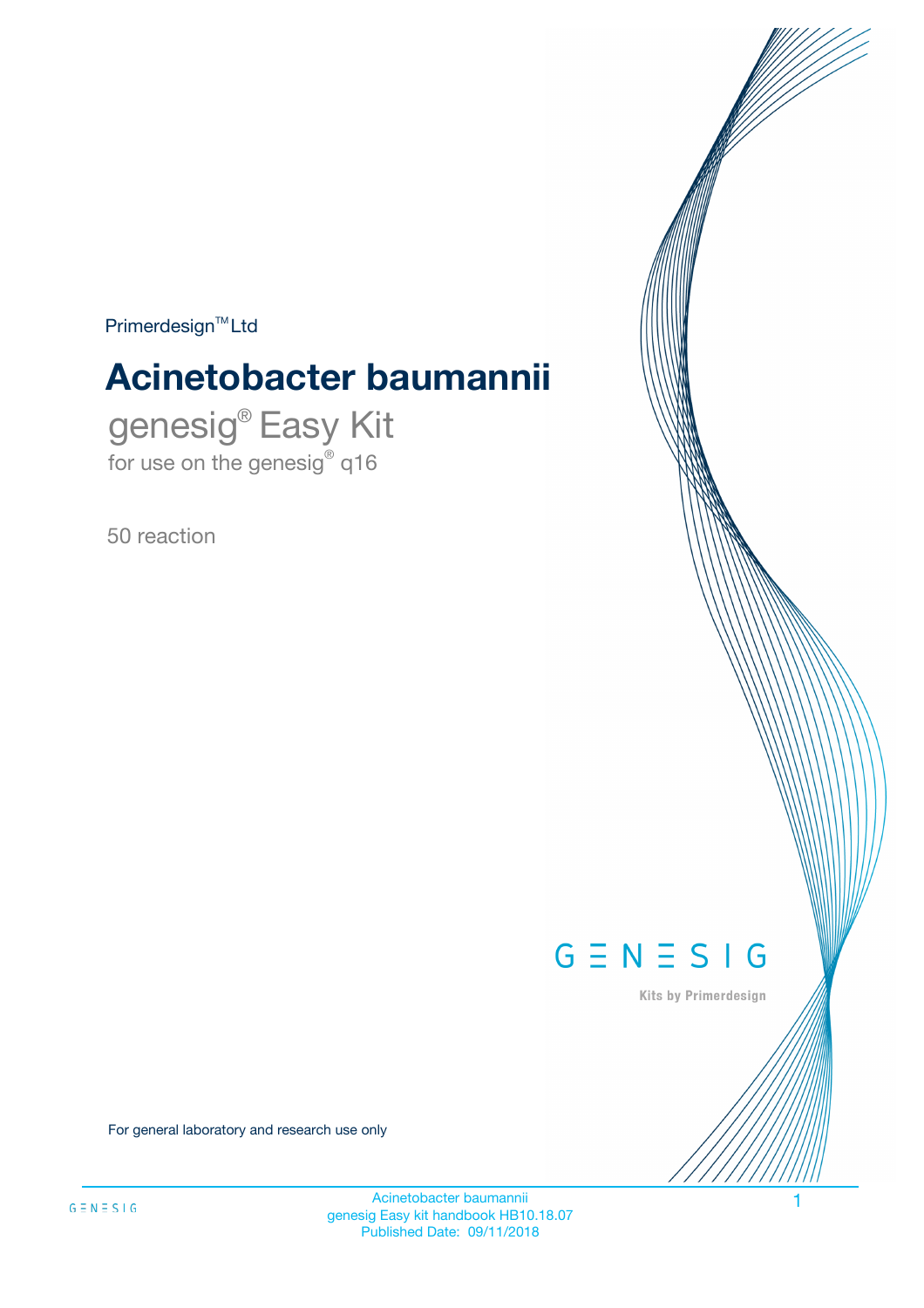Primerdesign™ Ltd

# Acinetobacter baumannii

## genesig® Easy Kit

for use on the genesig® q16

50 reaction

GENESIG

Kits by Primerdesign

For general laboratory and research use only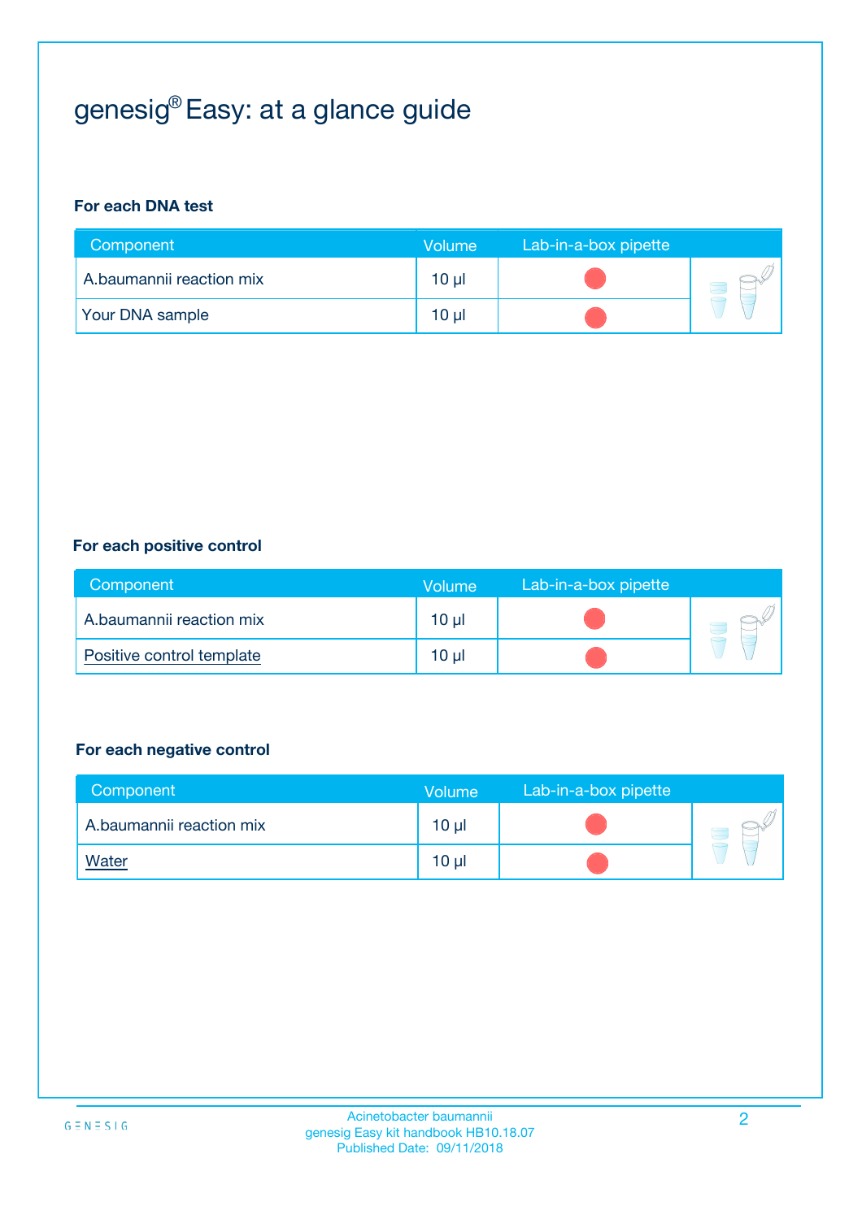# genesig® Easy: at a glance guide

**For each DNA test**

| Component | Volume | Lab-in-a-box pipette |
|---|---|---|
| A.baumannii reaction mix | 10 µl | |
| Your DNA sample | 10 µl | |

**For each positive control**

| Component | Volume | Lab-in-a-box pipette |
|---|---|---|
| A.baumannii reaction mix | 10 µl | |
| Positive control template | 10 µl | |

**For each negative control**

| Component | Volume | Lab-in-a-box pipette |
|---|---|---|
| A.baumannii reaction mix | 10 µl | |
| Water | 10 µl | |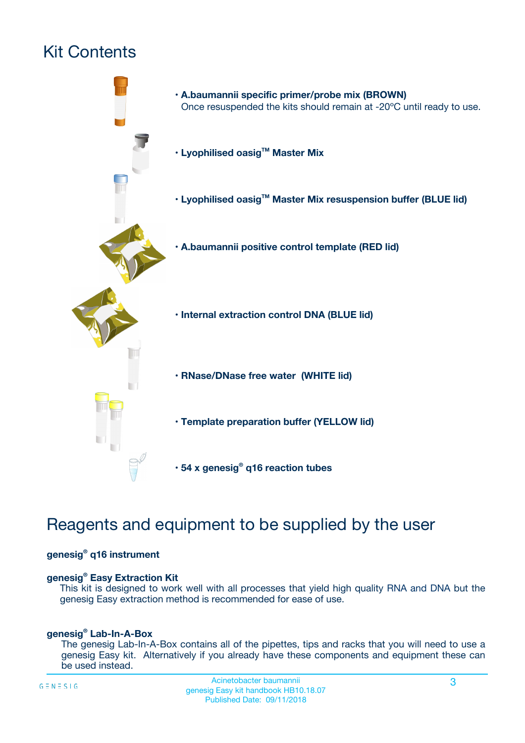# Kit Contents

- **A.baumannii specific primer/probe mix (BROWN)**
  Once resuspended the kits should remain at -20ºC until ready to use.
- **Lyophilised oasig™ Master Mix**
- **Lyophilised oasig™ Master Mix resuspension buffer (BLUE lid)**
- **A.baumannii positive control template (RED lid)**
- **Internal extraction control DNA (BLUE lid)**
- **RNase/DNase free water (WHITE lid)**
- **Template preparation buffer (YELLOW lid)**
- **54 x genesig® q16 reaction tubes**

# Reagents and equipment to be supplied by the user

**genesig® q16 instrument**

**genesig® Easy Extraction Kit**

This kit is designed to work well with all processes that yield high quality RNA and DNA but the genesig Easy extraction method is recommended for ease of use.

**genesig® Lab-In-A-Box**

The genesig Lab-In-A-Box contains all of the pipettes, tips and racks that you will need to use a genesig Easy kit. Alternatively if you already have these components and equipment these can be used instead.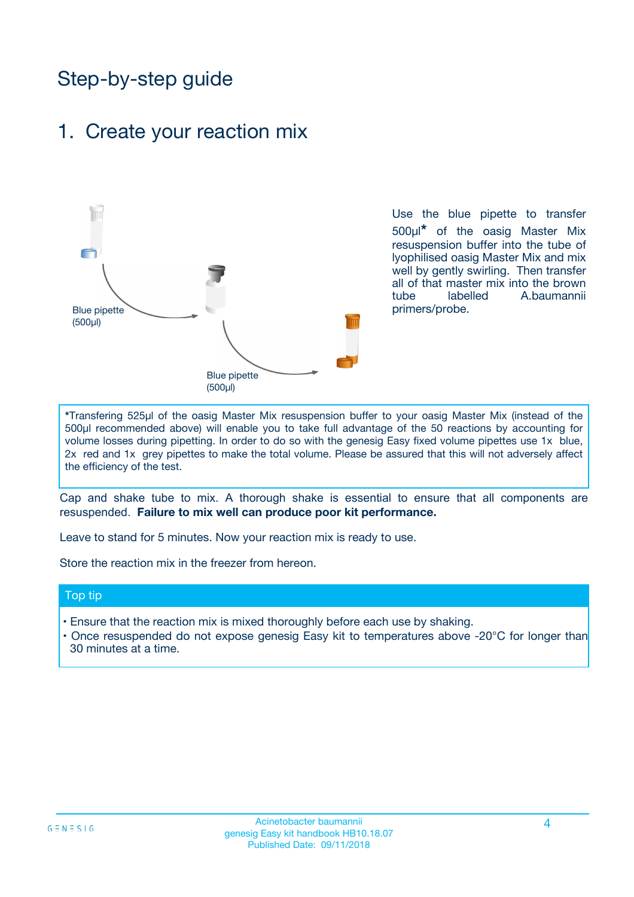# Step-by-step guide

## 1. Create your reaction mix

Blue pipette (500µl)

Blue pipette (500µl)

Use the blue pipette to transfer 500µl* of the oasig Master Mix resuspension buffer into the tube of lyophilised oasig Master Mix and mix well by gently swirling. Then transfer all of that master mix into the brown tube labelled A.baumannii primers/probe.

*Transfering 525µl of the oasig Master Mix resuspension buffer to your oasig Master Mix (instead of the 500µl recommended above) will enable you to take full advantage of the 50 reactions by accounting for volume losses during pipetting. In order to do so with the genesig Easy fixed volume pipettes use 1x blue, 2x red and 1x grey pipettes to make the total volume. Please be assured that this will not adversely affect the efficiency of the test.

Cap and shake tube to mix. A thorough shake is essential to ensure that all components are resuspended. **Failure to mix well can produce poor kit performance.**

Leave to stand for 5 minutes. Now your reaction mix is ready to use.

Store the reaction mix in the freezer from hereon.

### Top tip

- Ensure that the reaction mix is mixed thoroughly before each use by shaking.
- Once resuspended do not expose genesig Easy kit to temperatures above -20°C for longer than 30 minutes at a time.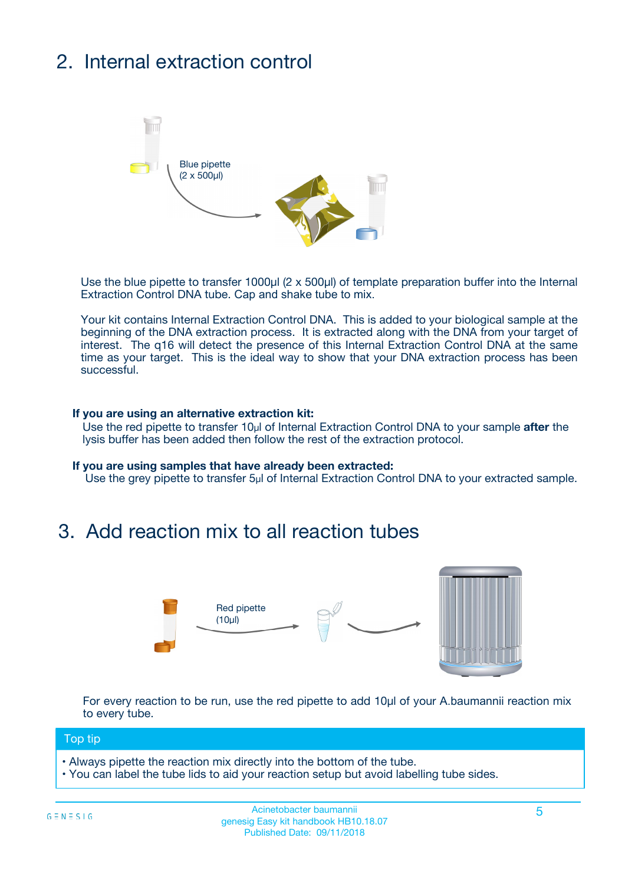## 2. Internal extraction control

Blue pipette (2 x 500µl)

Use the blue pipette to transfer 1000µl (2 x 500µl) of template preparation buffer into the Internal Extraction Control DNA tube. Cap and shake tube to mix.

Your kit contains Internal Extraction Control DNA. This is added to your biological sample at the beginning of the DNA extraction process. It is extracted along with the DNA from your target of interest. The q16 will detect the presence of this Internal Extraction Control DNA at the same time as your target. This is the ideal way to show that your DNA extraction process has been successful.

**If you are using an alternative extraction kit:**

Use the red pipette to transfer 10µl of Internal Extraction Control DNA to your sample **after** the lysis buffer has been added then follow the rest of the extraction protocol.

**If you are using samples that have already been extracted:**

Use the grey pipette to transfer 5µl of Internal Extraction Control DNA to your extracted sample.

## 3. Add reaction mix to all reaction tubes

Red pipette (10µl)

For every reaction to be run, use the red pipette to add 10µl of your A.baumannii reaction mix to every tube.

**Top tip**

- Always pipette the reaction mix directly into the bottom of the tube.
- You can label the tube lids to aid your reaction setup but avoid labelling tube sides.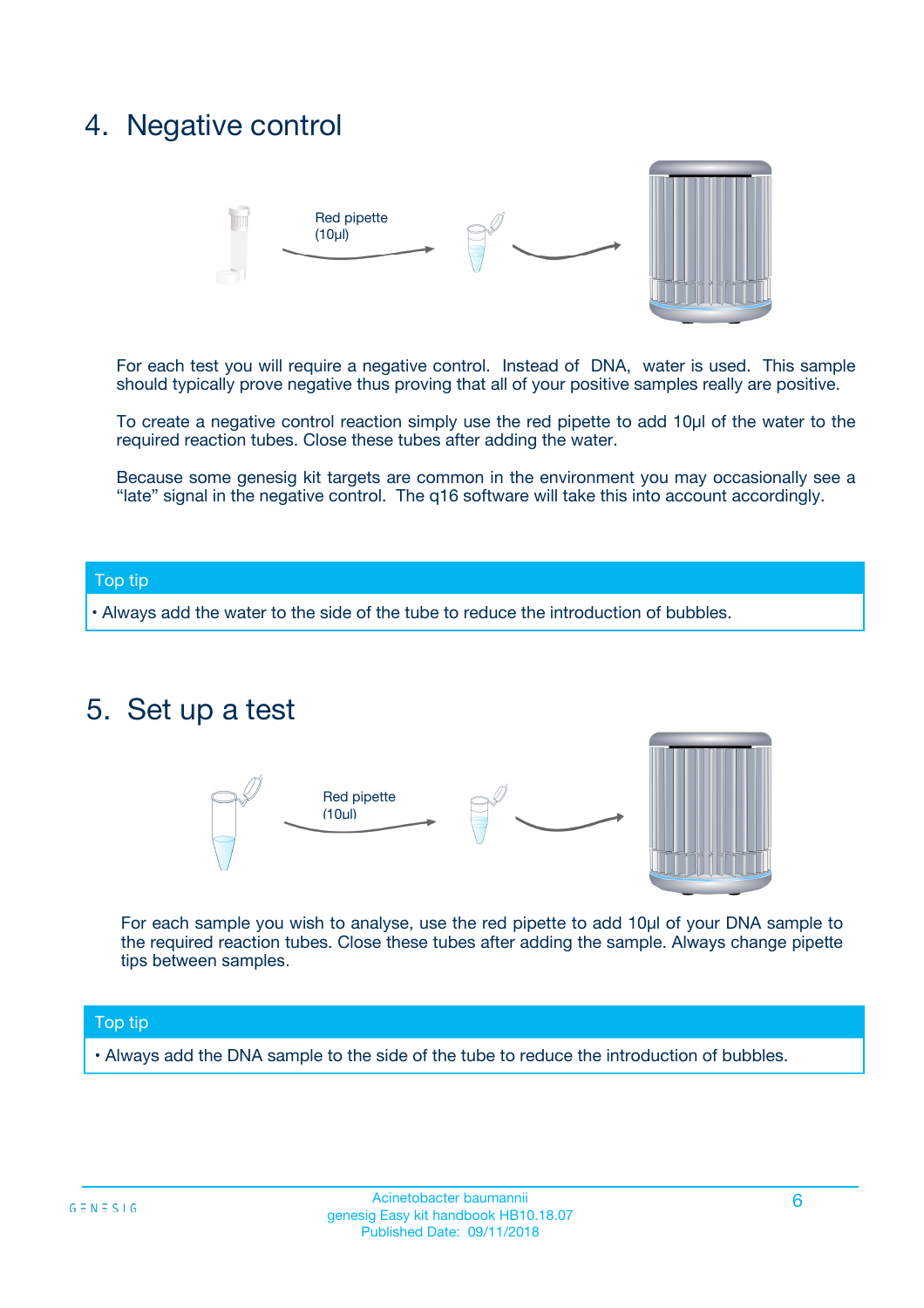## 4. Negative control

Red pipette (10µl)

For each test you will require a negative control. Instead of DNA, water is used. This sample should typically prove negative thus proving that all of your positive samples really are positive.

To create a negative control reaction simply use the red pipette to add 10µl of the water to the required reaction tubes. Close these tubes after adding the water.

Because some genesig kit targets are common in the environment you may occasionally see a "late" signal in the negative control. The q16 software will take this into account accordingly.

**Top tip**

• Always add the water to the side of the tube to reduce the introduction of bubbles.

## 5. Set up a test

Red pipette (10µl)

For each sample you wish to analyse, use the red pipette to add 10µl of your DNA sample to the required reaction tubes. Close these tubes after adding the sample. Always change pipette tips between samples.

**Top tip**

• Always add the DNA sample to the side of the tube to reduce the introduction of bubbles.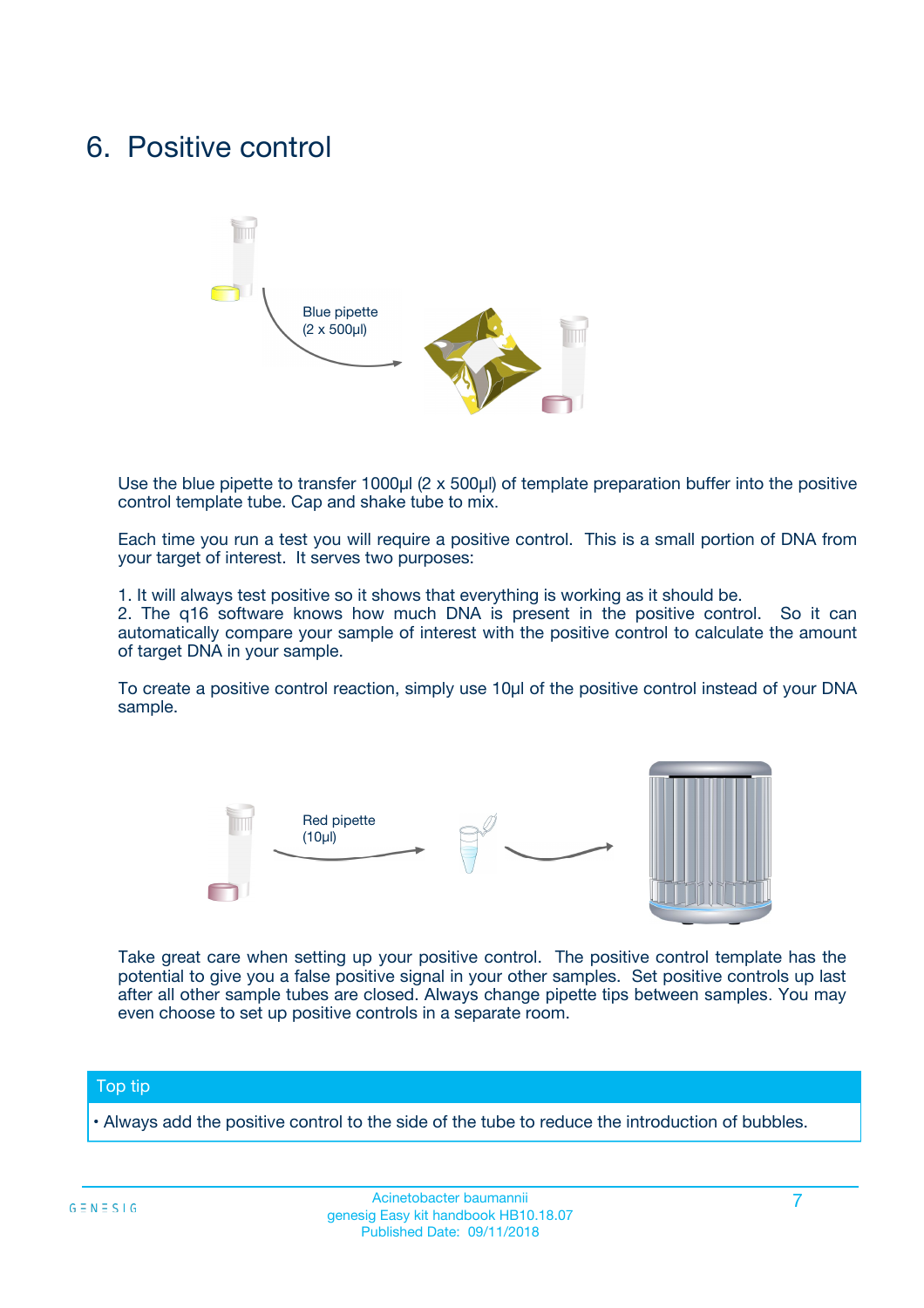# 6. Positive control

Blue pipette
(2 x 500µl)

Use the blue pipette to transfer 1000µl (2 x 500µl) of template preparation buffer into the positive control template tube. Cap and shake tube to mix.

Each time you run a test you will require a positive control. This is a small portion of DNA from your target of interest. It serves two purposes:

1. It will always test positive so it shows that everything is working as it should be.
2. The q16 software knows how much DNA is present in the positive control. So it can automatically compare your sample of interest with the positive control to calculate the amount of target DNA in your sample.

To create a positive control reaction, simply use 10µl of the positive control instead of your DNA sample.

Red pipette
(10µl)

Take great care when setting up your positive control. The positive control template has the potential to give you a false positive signal in your other samples. Set positive controls up last after all other sample tubes are closed. Always change pipette tips between samples. You may even choose to set up positive controls in a separate room.

**Top tip**

- Always add the positive control to the side of the tube to reduce the introduction of bubbles.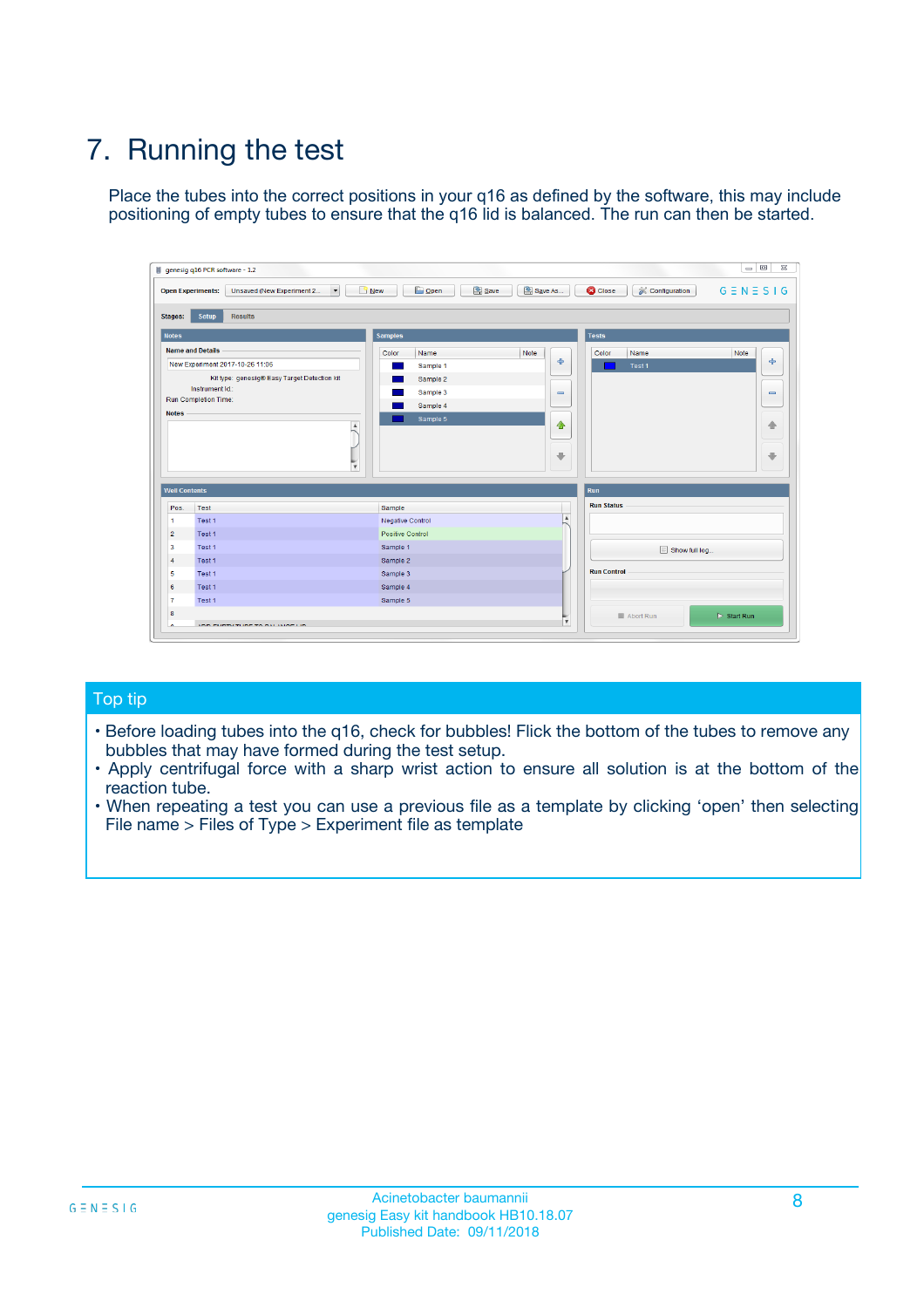# 7. Running the test

Place the tubes into the correct positions in your q16 as defined by the software, this may include positioning of empty tubes to ensure that the q16 lid is balanced. The run can then be started.

## Top tip

- Before loading tubes into the q16, check for bubbles! Flick the bottom of the tubes to remove any bubbles that may have formed during the test setup.
- Apply centrifugal force with a sharp wrist action to ensure all solution is at the bottom of the reaction tube.
- When repeating a test you can use a previous file as a template by clicking 'open' then selecting File name > Files of Type > Experiment file as template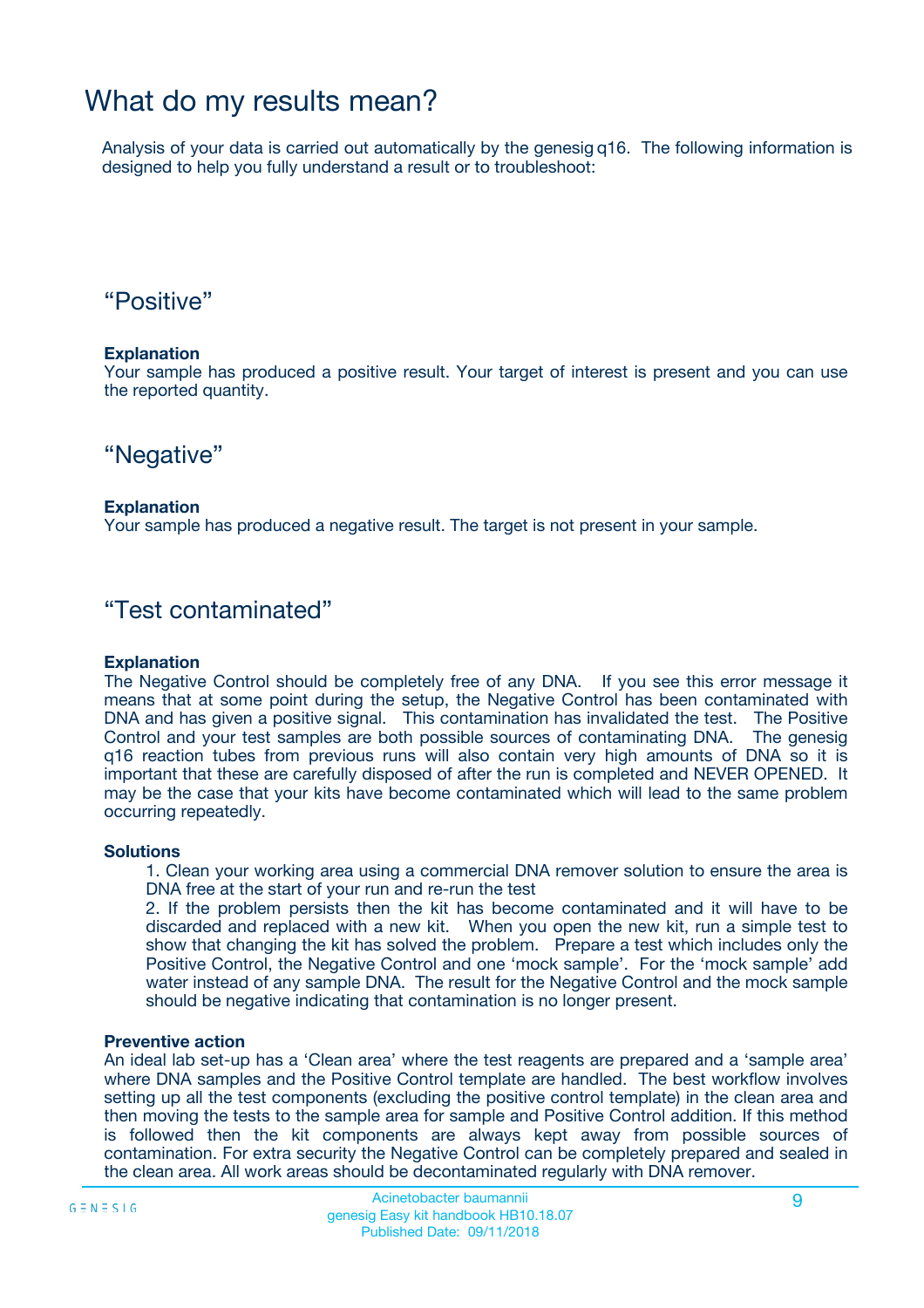# What do my results mean?

Analysis of your data is carried out automatically by the genesig q16. The following information is designed to help you fully understand a result or to troubleshoot:

## "Positive"

**Explanation**

Your sample has produced a positive result. Your target of interest is present and you can use the reported quantity.

## "Negative"

**Explanation**

Your sample has produced a negative result. The target is not present in your sample.

## "Test contaminated"

**Explanation**

The Negative Control should be completely free of any DNA. If you see this error message it means that at some point during the setup, the Negative Control has been contaminated with DNA and has given a positive signal. This contamination has invalidated the test. The Positive Control and your test samples are both possible sources of contaminating DNA. The genesig q16 reaction tubes from previous runs will also contain very high amounts of DNA so it is important that these are carefully disposed of after the run is completed and NEVER OPENED. It may be the case that your kits have become contaminated which will lead to the same problem occurring repeatedly.

**Solutions**

1. Clean your working area using a commercial DNA remover solution to ensure the area is DNA free at the start of your run and re-run the test
2. If the problem persists then the kit has become contaminated and it will have to be discarded and replaced with a new kit. When you open the new kit, run a simple test to show that changing the kit has solved the problem. Prepare a test which includes only the Positive Control, the Negative Control and one 'mock sample'. For the 'mock sample' add water instead of any sample DNA. The result for the Negative Control and the mock sample should be negative indicating that contamination is no longer present.

**Preventive action**

An ideal lab set-up has a 'Clean area' where the test reagents are prepared and a 'sample area' where DNA samples and the Positive Control template are handled. The best workflow involves setting up all the test components (excluding the positive control template) in the clean area and then moving the tests to the sample area for sample and Positive Control addition. If this method is followed then the kit components are always kept away from possible sources of contamination. For extra security the Negative Control can be completely prepared and sealed in the clean area. All work areas should be decontaminated regularly with DNA remover.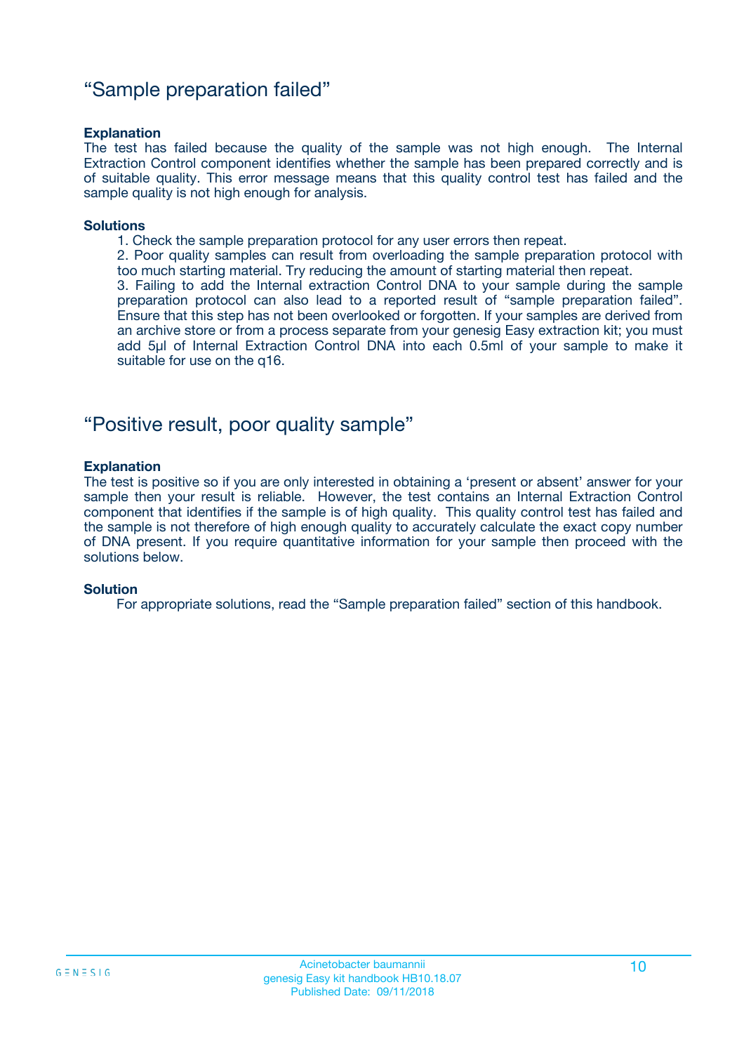## “Sample preparation failed”

**Explanation**

The test has failed because the quality of the sample was not high enough. The Internal Extraction Control component identifies whether the sample has been prepared correctly and is of suitable quality. This error message means that this quality control test has failed and the sample quality is not high enough for analysis.

**Solutions**

1. Check the sample preparation protocol for any user errors then repeat.
2. Poor quality samples can result from overloading the sample preparation protocol with too much starting material. Try reducing the amount of starting material then repeat.
3. Failing to add the Internal extraction Control DNA to your sample during the sample preparation protocol can also lead to a reported result of “sample preparation failed”. Ensure that this step has not been overlooked or forgotten. If your samples are derived from an archive store or from a process separate from your genesig Easy extraction kit; you must add 5µl of Internal Extraction Control DNA into each 0.5ml of your sample to make it suitable for use on the q16.

## “Positive result, poor quality sample”

**Explanation**

The test is positive so if you are only interested in obtaining a ‘present or absent’ answer for your sample then your result is reliable. However, the test contains an Internal Extraction Control component that identifies if the sample is of high quality. This quality control test has failed and the sample is not therefore of high enough quality to accurately calculate the exact copy number of DNA present. If you require quantitative information for your sample then proceed with the solutions below.

**Solution**

For appropriate solutions, read the “Sample preparation failed” section of this handbook.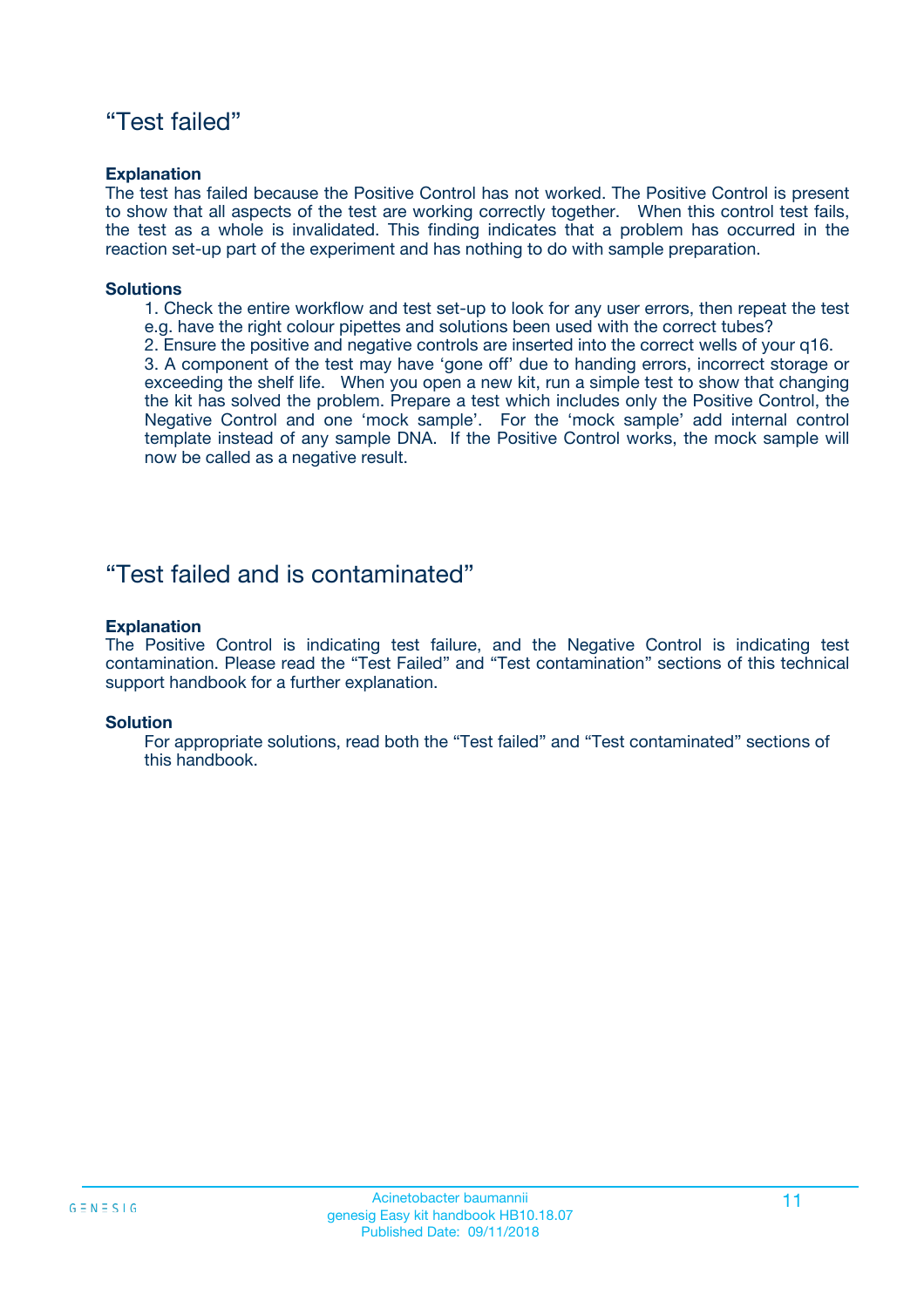## “Test failed”

**Explanation**

The test has failed because the Positive Control has not worked. The Positive Control is present to show that all aspects of the test are working correctly together. When this control test fails, the test as a whole is invalidated. This finding indicates that a problem has occurred in the reaction set-up part of the experiment and has nothing to do with sample preparation.

**Solutions**

1. Check the entire workflow and test set-up to look for any user errors, then repeat the test e.g. have the right colour pipettes and solutions been used with the correct tubes?
2. Ensure the positive and negative controls are inserted into the correct wells of your q16.
3. A component of the test may have ‘gone off’ due to handing errors, incorrect storage or exceeding the shelf life. When you open a new kit, run a simple test to show that changing the kit has solved the problem. Prepare a test which includes only the Positive Control, the Negative Control and one ‘mock sample’. For the ‘mock sample’ add internal control template instead of any sample DNA. If the Positive Control works, the mock sample will now be called as a negative result.

## “Test failed and is contaminated”

**Explanation**

The Positive Control is indicating test failure, and the Negative Control is indicating test contamination. Please read the “Test Failed” and “Test contamination” sections of this technical support handbook for a further explanation.

**Solution**

For appropriate solutions, read both the “Test failed” and “Test contaminated” sections of this handbook.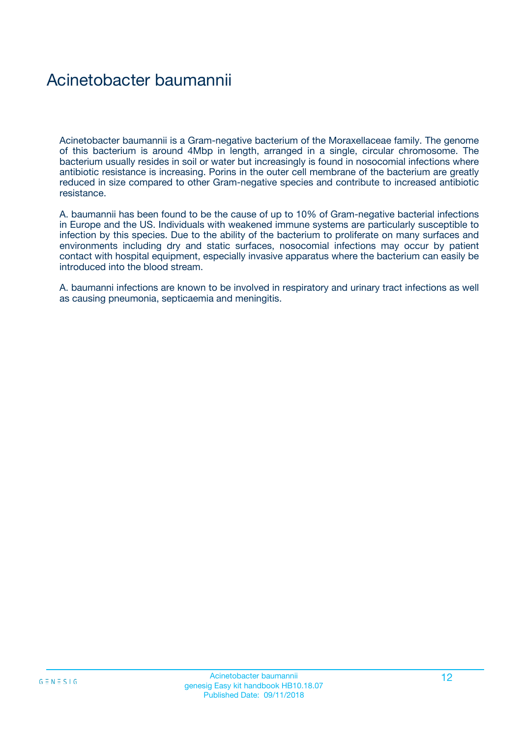# Acinetobacter baumannii

Acinetobacter baumannii is a Gram-negative bacterium of the Moraxellaceae family. The genome of this bacterium is around 4Mbp in length, arranged in a single, circular chromosome. The bacterium usually resides in soil or water but increasingly is found in nosocomial infections where antibiotic resistance is increasing. Porins in the outer cell membrane of the bacterium are greatly reduced in size compared to other Gram-negative species and contribute to increased antibiotic resistance.

A. baumannii has been found to be the cause of up to 10% of Gram-negative bacterial infections in Europe and the US. Individuals with weakened immune systems are particularly susceptible to infection by this species. Due to the ability of the bacterium to proliferate on many surfaces and environments including dry and static surfaces, nosocomial infections may occur by patient contact with hospital equipment, especially invasive apparatus where the bacterium can easily be introduced into the blood stream.

A. baumanni infections are known to be involved in respiratory and urinary tract infections as well as causing pneumonia, septicaemia and meningitis.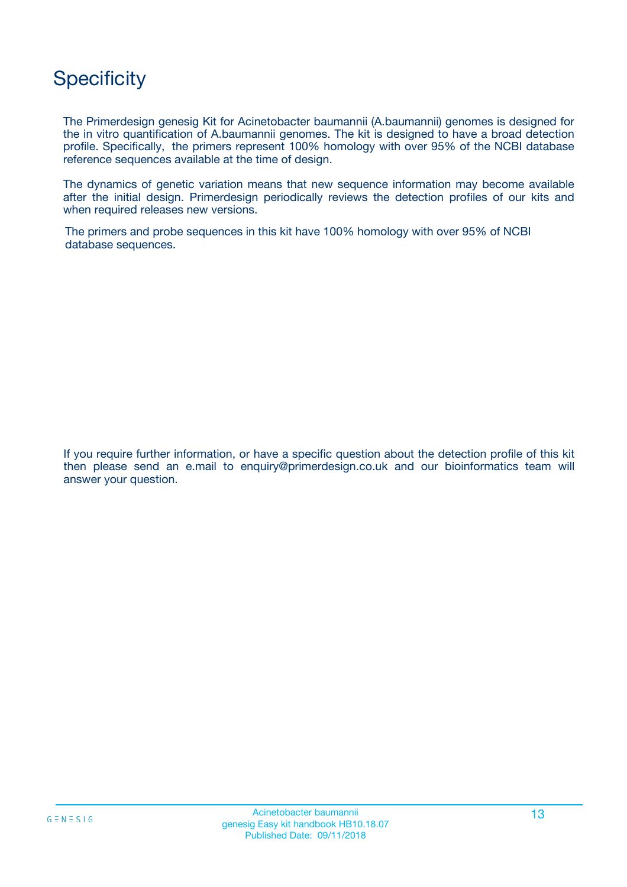# Specificity

The Primerdesign genesig Kit for Acinetobacter baumannii (A.baumannii) genomes is designed for the in vitro quantification of A.baumannii genomes. The kit is designed to have a broad detection profile. Specifically, the primers represent 100% homology with over 95% of the NCBI database reference sequences available at the time of design.

The dynamics of genetic variation means that new sequence information may become available after the initial design. Primerdesign periodically reviews the detection profiles of our kits and when required releases new versions.

The primers and probe sequences in this kit have 100% homology with over 95% of NCBI database sequences.

If you require further information, or have a specific question about the detection profile of this kit then please send an e.mail to enquiry@primerdesign.co.uk and our bioinformatics team will answer your question.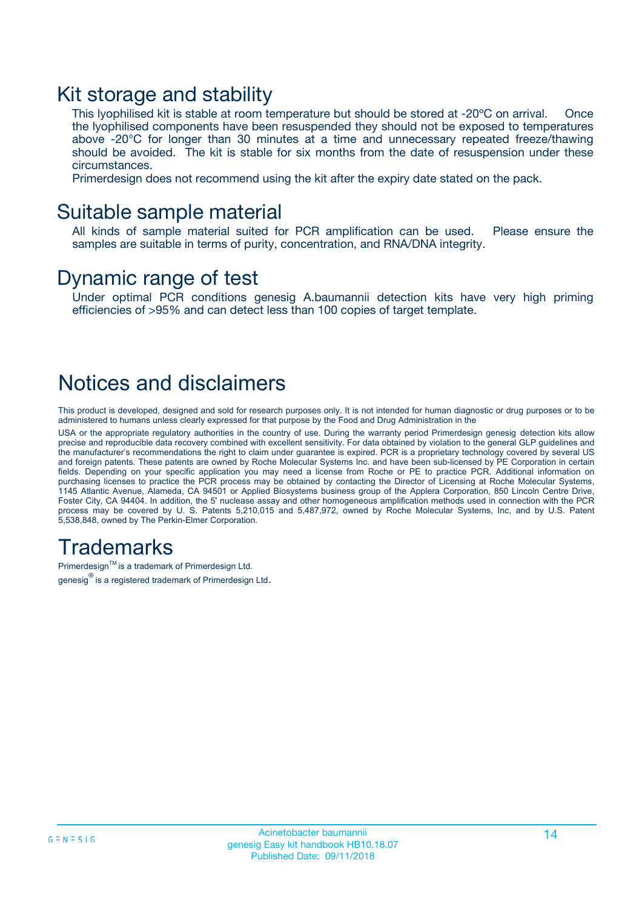# Kit storage and stability

This lyophilised kit is stable at room temperature but should be stored at -20ºC on arrival. Once the lyophilised components have been resuspended they should not be exposed to temperatures above -20°C for longer than 30 minutes at a time and unnecessary repeated freeze/thawing should be avoided. The kit is stable for six months from the date of resuspension under these circumstances.

Primerdesign does not recommend using the kit after the expiry date stated on the pack.

# Suitable sample material

All kinds of sample material suited for PCR amplification can be used. Please ensure the samples are suitable in terms of purity, concentration, and RNA/DNA integrity.

# Dynamic range of test

Under optimal PCR conditions genesig A.baumannii detection kits have very high priming efficiencies of >95% and can detect less than 100 copies of target template.

# Notices and disclaimers

This product is developed, designed and sold for research purposes only. It is not intended for human diagnostic or drug purposes or to be administered to humans unless clearly expressed for that purpose by the Food and Drug Administration in the

USA or the appropriate regulatory authorities in the country of use. During the warranty period Primerdesign genesig detection kits allow precise and reproducible data recovery combined with excellent sensitivity. For data obtained by violation to the general GLP guidelines and the manufacturer's recommendations the right to claim under guarantee is expired. PCR is a proprietary technology covered by several US and foreign patents. These patents are owned by Roche Molecular Systems Inc. and have been sub-licensed by PE Corporation in certain fields. Depending on your specific application you may need a license from Roche or PE to practice PCR. Additional information on purchasing licenses to practice the PCR process may be obtained by contacting the Director of Licensing at Roche Molecular Systems, 1145 Atlantic Avenue, Alameda, CA 94501 or Applied Biosystems business group of the Applera Corporation, 850 Lincoln Centre Drive, Foster City, CA 94404. In addition, the 5' nuclease assay and other homogeneous amplification methods used in connection with the PCR process may be covered by U. S. Patents 5,210,015 and 5,487,972, owned by Roche Molecular Systems, Inc, and by U.S. Patent 5,538,848, owned by The Perkin-Elmer Corporation.

# Trademarks

Primerdesign™ is a trademark of Primerdesign Ltd.

genesig® is a registered trademark of Primerdesign Ltd.